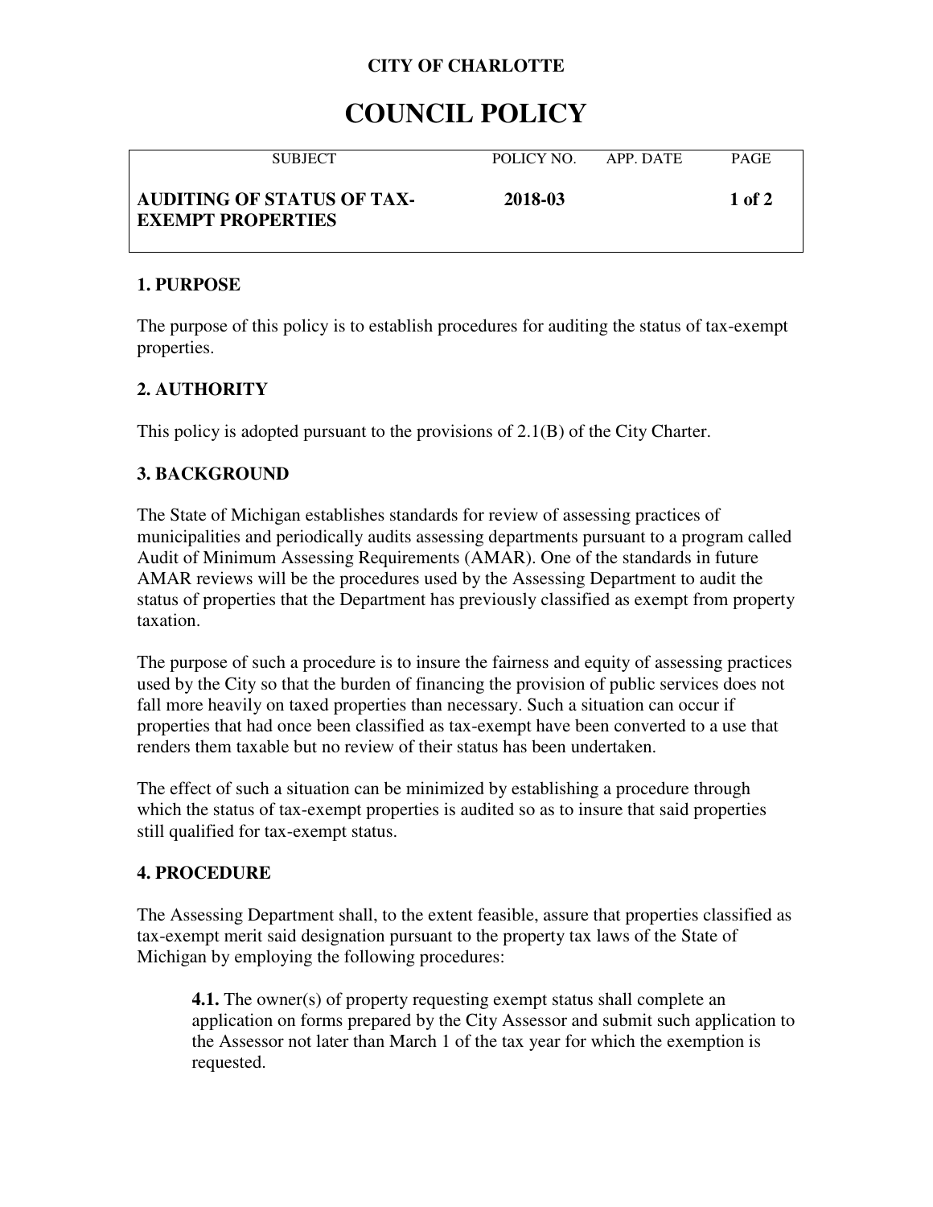**CITY OF CHARLOTTE**

# COUNCIL POLICY

| SUBJECT | POLICY NO. | APP. DATE | PAGE |
|---|---|---|---|
| **AUDITING OF STATUS OF TAX-EXEMPT PROPERTIES** | **2018-03** | | **1 of 2** |

## 1. PURPOSE

The purpose of this policy is to establish procedures for auditing the status of tax-exempt properties.

## 2. AUTHORITY

This policy is adopted pursuant to the provisions of 2.1(B) of the City Charter.

## 3. BACKGROUND

The State of Michigan establishes standards for review of assessing practices of municipalities and periodically audits assessing departments pursuant to a program called Audit of Minimum Assessing Requirements (AMAR). One of the standards in future AMAR reviews will be the procedures used by the Assessing Department to audit the status of properties that the Department has previously classified as exempt from property taxation.

The purpose of such a procedure is to insure the fairness and equity of assessing practices used by the City so that the burden of financing the provision of public services does not fall more heavily on taxed properties than necessary. Such a situation can occur if properties that had once been classified as tax-exempt have been converted to a use that renders them taxable but no review of their status has been undertaken.

The effect of such a situation can be minimized by establishing a procedure through which the status of tax-exempt properties is audited so as to insure that said properties still qualified for tax-exempt status.

## 4. PROCEDURE

The Assessing Department shall, to the extent feasible, assure that properties classified as tax-exempt merit said designation pursuant to the property tax laws of the State of Michigan by employing the following procedures:

> **4.1.** The owner(s) of property requesting exempt status shall complete an application on forms prepared by the City Assessor and submit such application to the Assessor not later than March 1 of the tax year for which the exemption is requested.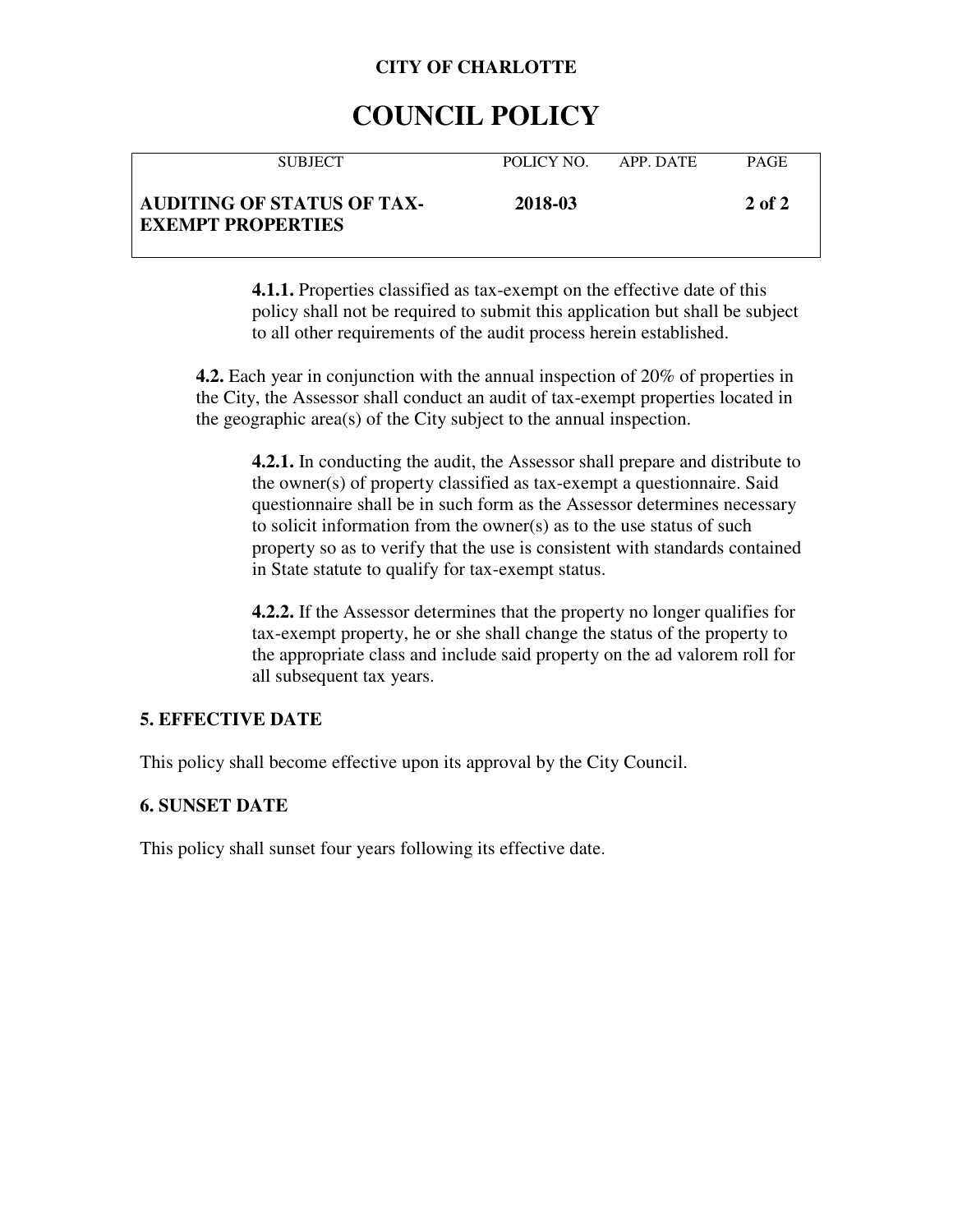**4.1.1.** Properties classified as tax-exempt on the effective date of this policy shall not be required to submit this application but shall be subject to all other requirements of the audit process herein established.

**4.2.** Each year in conjunction with the annual inspection of 20% of properties in the City, the Assessor shall conduct an audit of tax-exempt properties located in the geographic area(s) of the City subject to the annual inspection.

**4.2.1.** In conducting the audit, the Assessor shall prepare and distribute to the owner(s) of property classified as tax-exempt a questionnaire. Said questionnaire shall be in such form as the Assessor determines necessary to solicit information from the owner(s) as to the use status of such property so as to verify that the use is consistent with standards contained in State statute to qualify for tax-exempt status.

**4.2.2.** If the Assessor determines that the property no longer qualifies for tax-exempt property, he or she shall change the status of the property to the appropriate class and include said property on the ad valorem roll for all subsequent tax years.

## 5. EFFECTIVE DATE

This policy shall become effective upon its approval by the City Council.

## 6. SUNSET DATE

This policy shall sunset four years following its effective date.